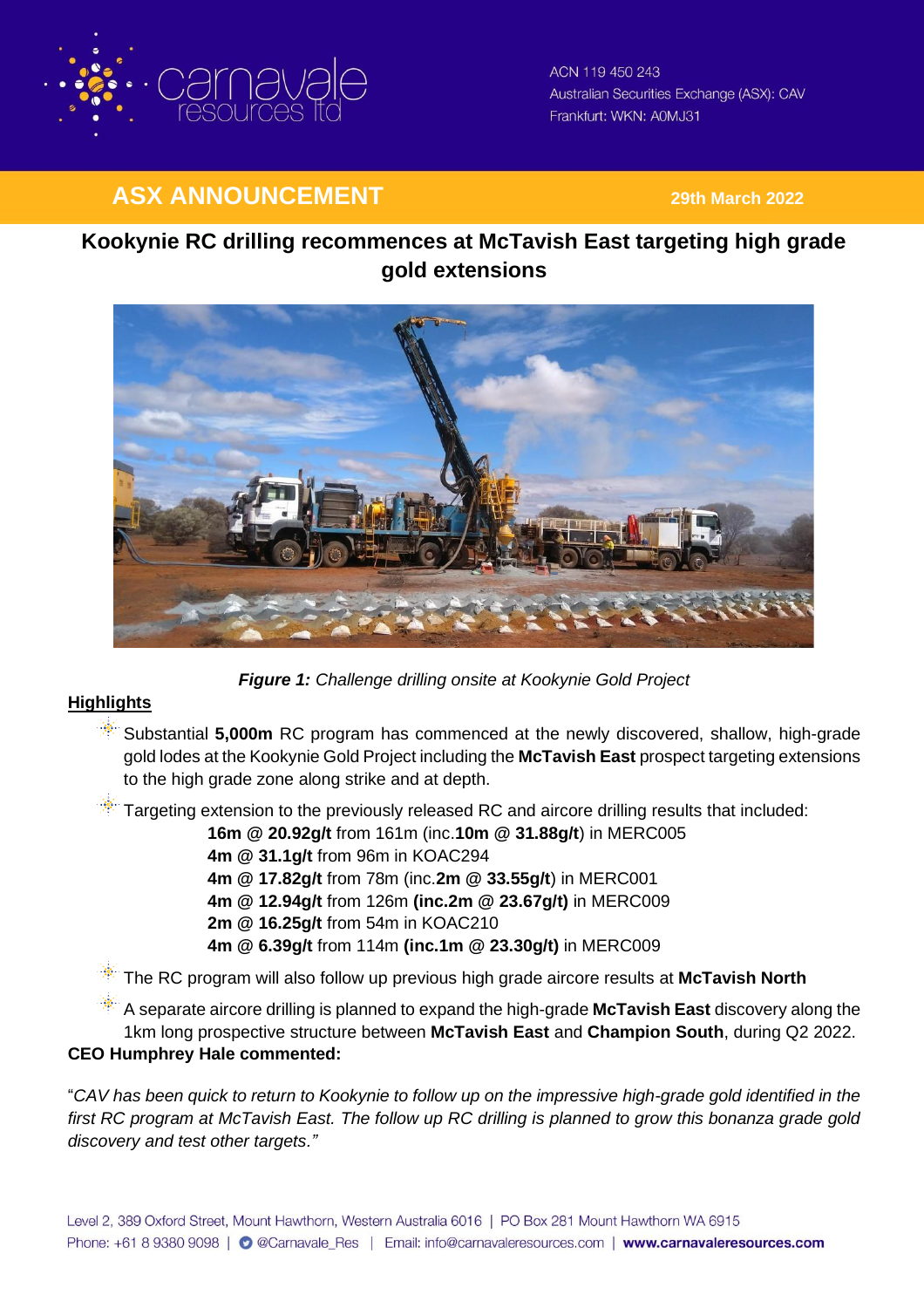ACN 119 450 243
Australian Securities Exchange (ASX): CAV
Frankfurt: WKN: A0MJ31

## ASX ANNOUNCEMENT

**29th March 2022**

# Kookynie RC drilling recommences at McTavish East targeting high grade gold extensions

***Figure 1:*** *Challenge drilling onsite at Kookynie Gold Project*

## Highlights

- Substantial **5,000m** RC program has commenced at the newly discovered, shallow, high-grade gold lodes at the Kookynie Gold Project including the **McTavish East** prospect targeting extensions to the high grade zone along strike and at depth.
- Targeting extension to the previously released RC and aircore drilling results that included:
  - **16m** @ **20.92g/t** from 161m (inc.**10m** @ **31.88g/t**) in MERC005
  - **4m** @ **31.1g/t** from 96m in KOAC294
  - **4m** @ **17.82g/t** from 78m (inc.**2m** @ **33.55g/t**) in MERC001
  - **4m** @ **12.94g/t** from 126m **(inc.2m @ 23.67g/t)** in MERC009
  - **2m** @ **16.25g/t** from 54m in KOAC210
  - **4m** @ **6.39g/t** from 114m **(inc.1m @ 23.30g/t)** in MERC009
- The RC program will also follow up previous high grade aircore results at **McTavish North**
- A separate aircore drilling is planned to expand the high-grade **McTavish East** discovery along the 1km long prospective structure between **McTavish East** and **Champion South**, during Q2 2022.

**CEO Humphrey Hale commented:**

"*CAV has been quick to return to Kookynie to follow up on the impressive high-grade gold identified in the first RC program at McTavish East. The follow up RC drilling is planned to grow this bonanza grade gold discovery and test other targets.*"

Level 2, 389 Oxford Street, Mount Hawthorn, Western Australia 6016 | PO Box 281 Mount Hawthorn WA 6915
Phone: +61 8 9380 9098 | @Carnavale_Res | Email: info@carnavaleresources.com | **www.carnavaleresources.com**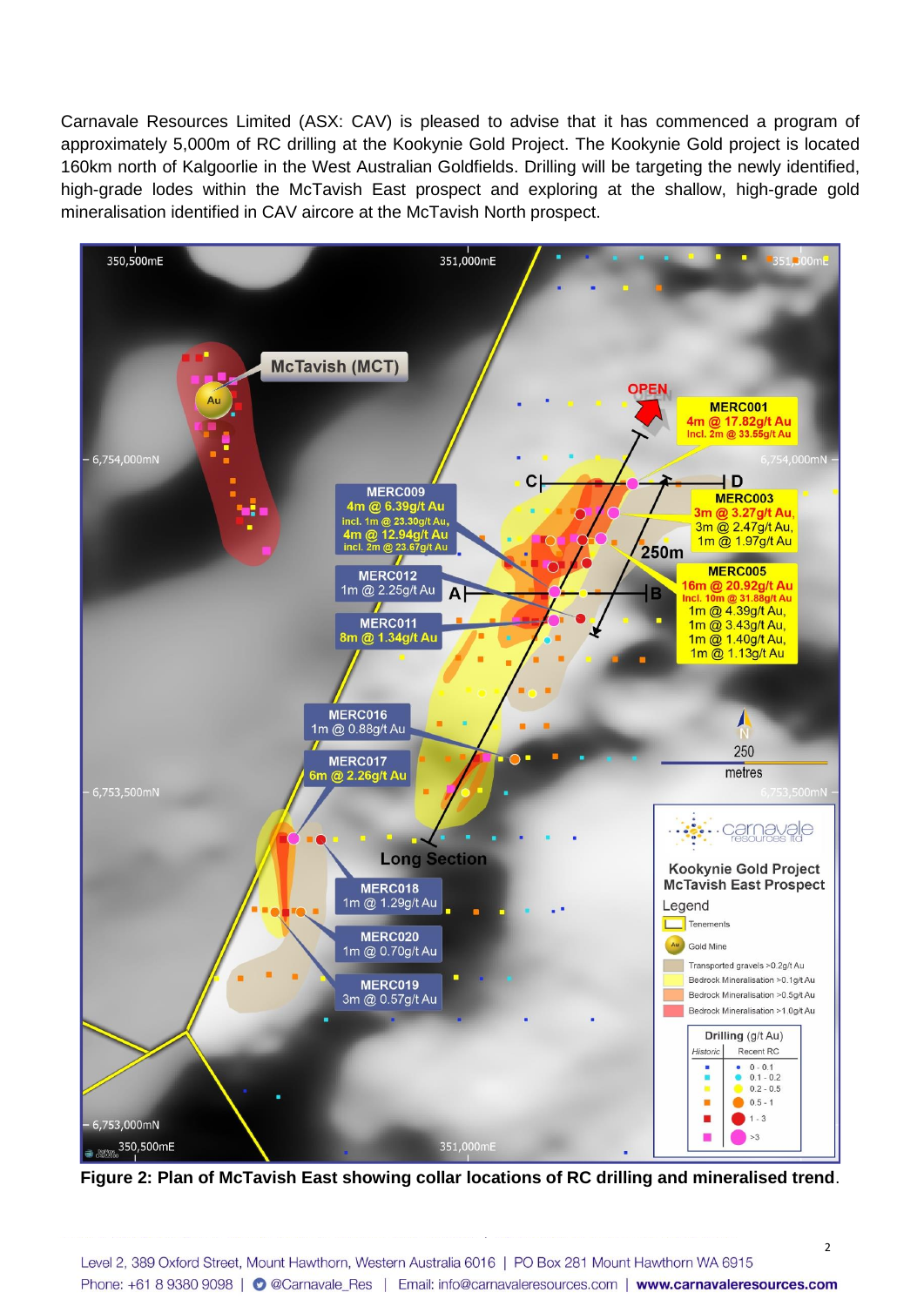Carnavale Resources Limited (ASX: CAV) is pleased to advise that it has commenced a program of approximately 5,000m of RC drilling at the Kookynie Gold Project. The Kookynie Gold project is located 160km north of Kalgoorlie in the West Australian Goldfields. Drilling will be targeting the newly identified, high-grade lodes within the McTavish East prospect and exploring at the shallow, high-grade gold mineralisation identified in CAV aircore at the McTavish North prospect.

**Figure 2: Plan of McTavish East showing collar locations of RC drilling and mineralised trend.**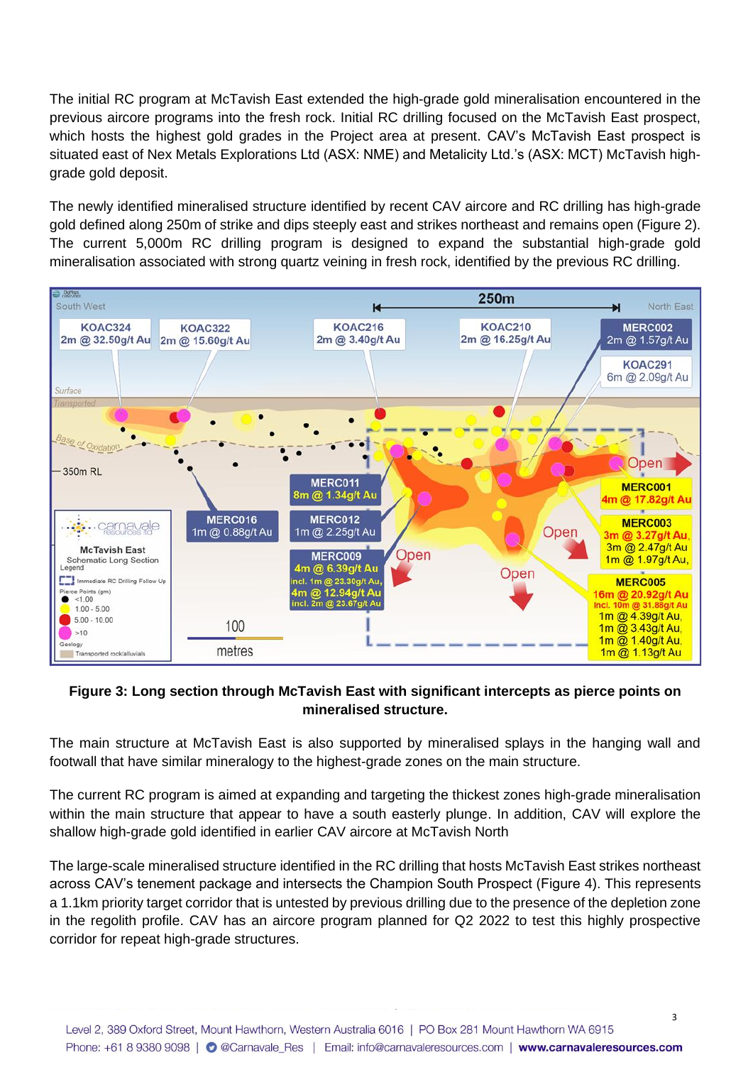The initial RC program at McTavish East extended the high-grade gold mineralisation encountered in the previous aircore programs into the fresh rock. Initial RC drilling focused on the McTavish East prospect, which hosts the highest gold grades in the Project area at present. CAV's McTavish East prospect is situated east of Nex Metals Explorations Ltd (ASX: NME) and Metalicity Ltd.'s (ASX: MCT) McTavish high-grade gold deposit.

The newly identified mineralised structure identified by recent CAV aircore and RC drilling has high-grade gold defined along 250m of strike and dips steeply east and strikes northeast and remains open (Figure 2). The current 5,000m RC drilling program is designed to expand the substantial high-grade gold mineralisation associated with strong quartz veining in fresh rock, identified by the previous RC drilling.

**Figure 3: Long section through McTavish East with significant intercepts as pierce points on mineralised structure.**

The main structure at McTavish East is also supported by mineralised splays in the hanging wall and footwall that have similar mineralogy to the highest-grade zones on the main structure.

The current RC program is aimed at expanding and targeting the thickest zones high-grade mineralisation within the main structure that appear to have a south easterly plunge. In addition, CAV will explore the shallow high-grade gold identified in earlier CAV aircore at McTavish North

The large-scale mineralised structure identified in the RC drilling that hosts McTavish East strikes northeast across CAV's tenement package and intersects the Champion South Prospect (Figure 4). This represents a 1.1km priority target corridor that is untested by previous drilling due to the presence of the depletion zone in the regolith profile. CAV has an aircore program planned for Q2 2022 to test this highly prospective corridor for repeat high-grade structures.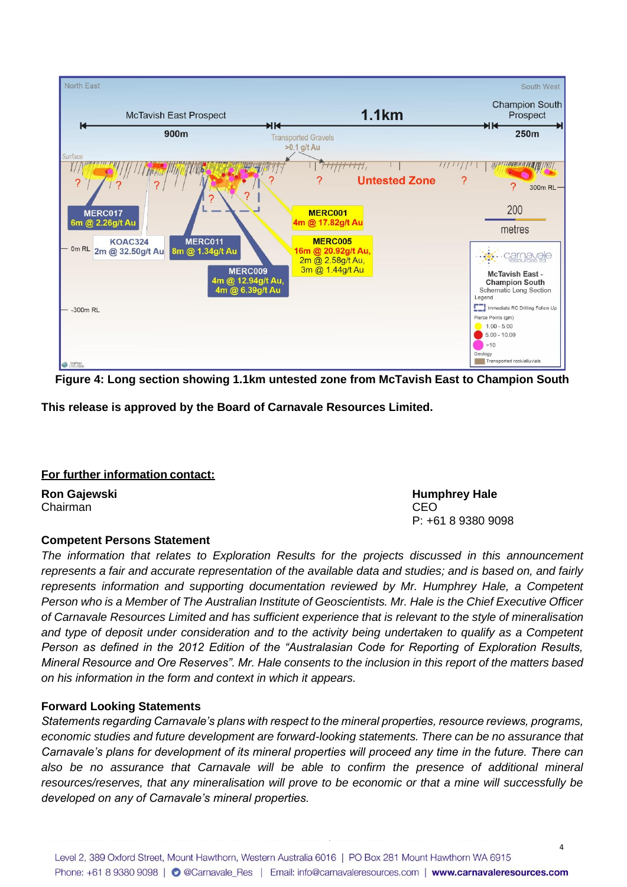Figure 4: Long section showing 1.1km untested zone from McTavish East to Champion South

**This release is approved by the Board of Carnavale Resources Limited.**

**<u>For further information contact:</u>**

**Ron Gajewski**
Chairman

**Humphrey Hale**
CEO
P: +61 8 9380 9098

**Competent Persons Statement**

*The information that relates to Exploration Results for the projects discussed in this announcement represents a fair and accurate representation of the available data and studies; and is based on, and fairly represents information and supporting documentation reviewed by Mr. Humphrey Hale, a Competent Person who is a Member of The Australian Institute of Geoscientists. Mr. Hale is the Chief Executive Officer of Carnavale Resources Limited and has sufficient experience that is relevant to the style of mineralisation and type of deposit under consideration and to the activity being undertaken to qualify as a Competent Person as defined in the 2012 Edition of the "Australasian Code for Reporting of Exploration Results, Mineral Resource and Ore Reserves". Mr. Hale consents to the inclusion in this report of the matters based on his information in the form and context in which it appears.*

**Forward Looking Statements**

*Statements regarding Carnavale's plans with respect to the mineral properties, resource reviews, programs, economic studies and future development are forward-looking statements. There can be no assurance that Carnavale's plans for development of its mineral properties will proceed any time in the future. There can also be no assurance that Carnavale will be able to confirm the presence of additional mineral resources/reserves, that any mineralisation will prove to be economic or that a mine will successfully be developed on any of Carnavale's mineral properties.*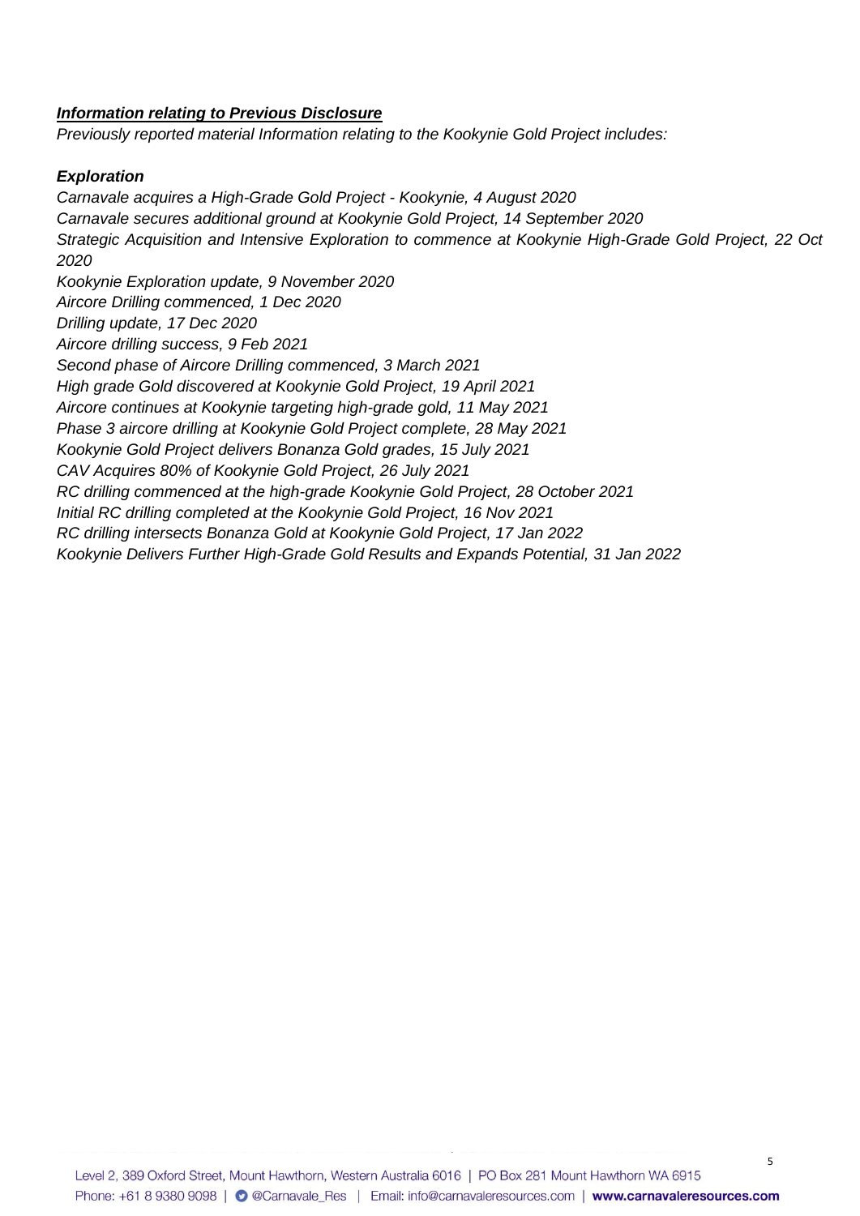***Information relating to Previous Disclosure***

*Previously reported material Information relating to the Kookynie Gold Project includes:*

***Exploration***

*Carnavale acquires a High-Grade Gold Project - Kookynie, 4 August 2020*
*Carnavale secures additional ground at Kookynie Gold Project, 14 September 2020*
*Strategic Acquisition and Intensive Exploration to commence at Kookynie High-Grade Gold Project, 22 Oct 2020*
*Kookynie Exploration update, 9 November 2020*
*Aircore Drilling commenced, 1 Dec 2020*
*Drilling update, 17 Dec 2020*
*Aircore drilling success, 9 Feb 2021*
*Second phase of Aircore Drilling commenced, 3 March 2021*
*High grade Gold discovered at Kookynie Gold Project, 19 April 2021*
*Aircore continues at Kookynie targeting high-grade gold, 11 May 2021*
*Phase 3 aircore drilling at Kookynie Gold Project complete, 28 May 2021*
*Kookynie Gold Project delivers Bonanza Gold grades, 15 July 2021*
*CAV Acquires 80% of Kookynie Gold Project, 26 July 2021*
*RC drilling commenced at the high-grade Kookynie Gold Project, 28 October 2021*
*Initial RC drilling completed at the Kookynie Gold Project, 16 Nov 2021*
*RC drilling intersects Bonanza Gold at Kookynie Gold Project, 17 Jan 2022*
*Kookynie Delivers Further High-Grade Gold Results and Expands Potential, 31 Jan 2022*